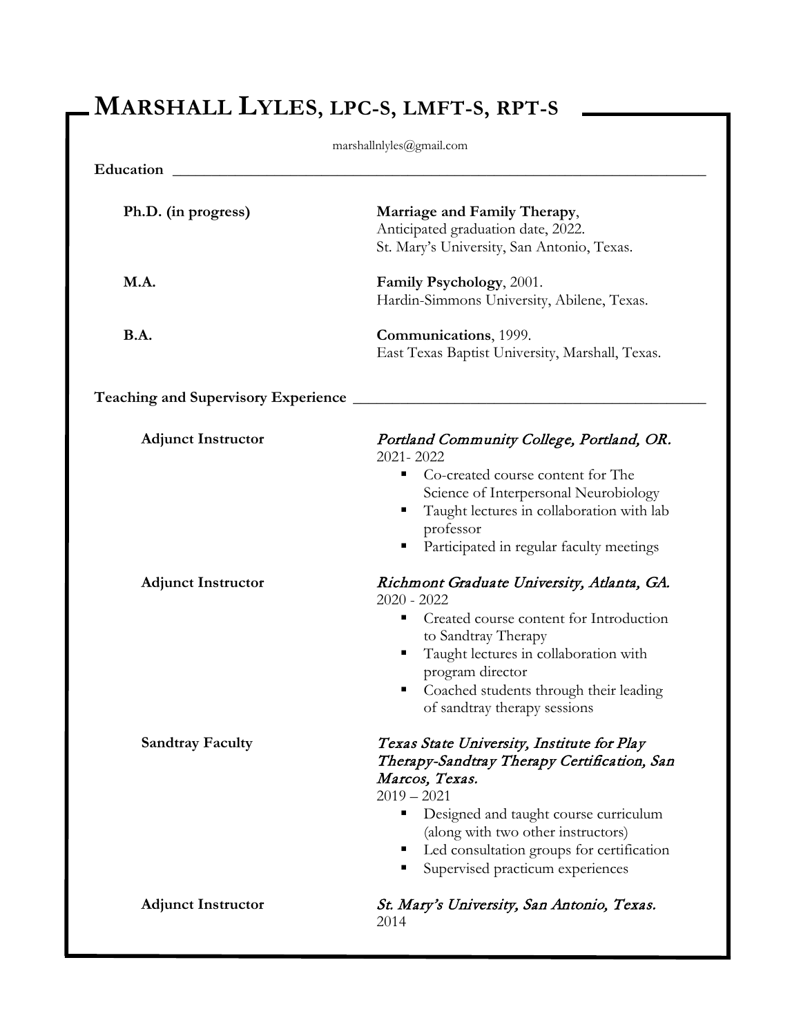# Marshall Lyles, LPC-S, LMFT-S, RPT-S

marshallnlyles@gmail.com

## Education

**Ph.D. (in progress)**
**Marriage and Family Therapy**,
Anticipated graduation date, 2022.
St. Mary's University, San Antonio, Texas.

**M.A.**
**Family Psychology**, 2001.
Hardin-Simmons University, Abilene, Texas.

**B.A.**
**Communications**, 1999.
East Texas Baptist University, Marshall, Texas.

## Teaching and Supervisory Experience

**Adjunct Instructor**
*Portland Community College, Portland, OR.*
2021- 2022
- Co-created course content for The Science of Interpersonal Neurobiology
- Taught lectures in collaboration with lab professor
- Participated in regular faculty meetings

**Adjunct Instructor**
*Richmont Graduate University, Atlanta, GA.*
2020 - 2022
- Created course content for Introduction to Sandtray Therapy
- Taught lectures in collaboration with program director
- Coached students through their leading of sandtray therapy sessions

**Sandtray Faculty**
*Texas State University, Institute for Play Therapy-Sandtray Therapy Certification, San Marcos, Texas.*
2019 – 2021
- Designed and taught course curriculum (along with two other instructors)
- Led consultation groups for certification
- Supervised practicum experiences

**Adjunct Instructor**
*St. Mary's University, San Antonio, Texas.*
2014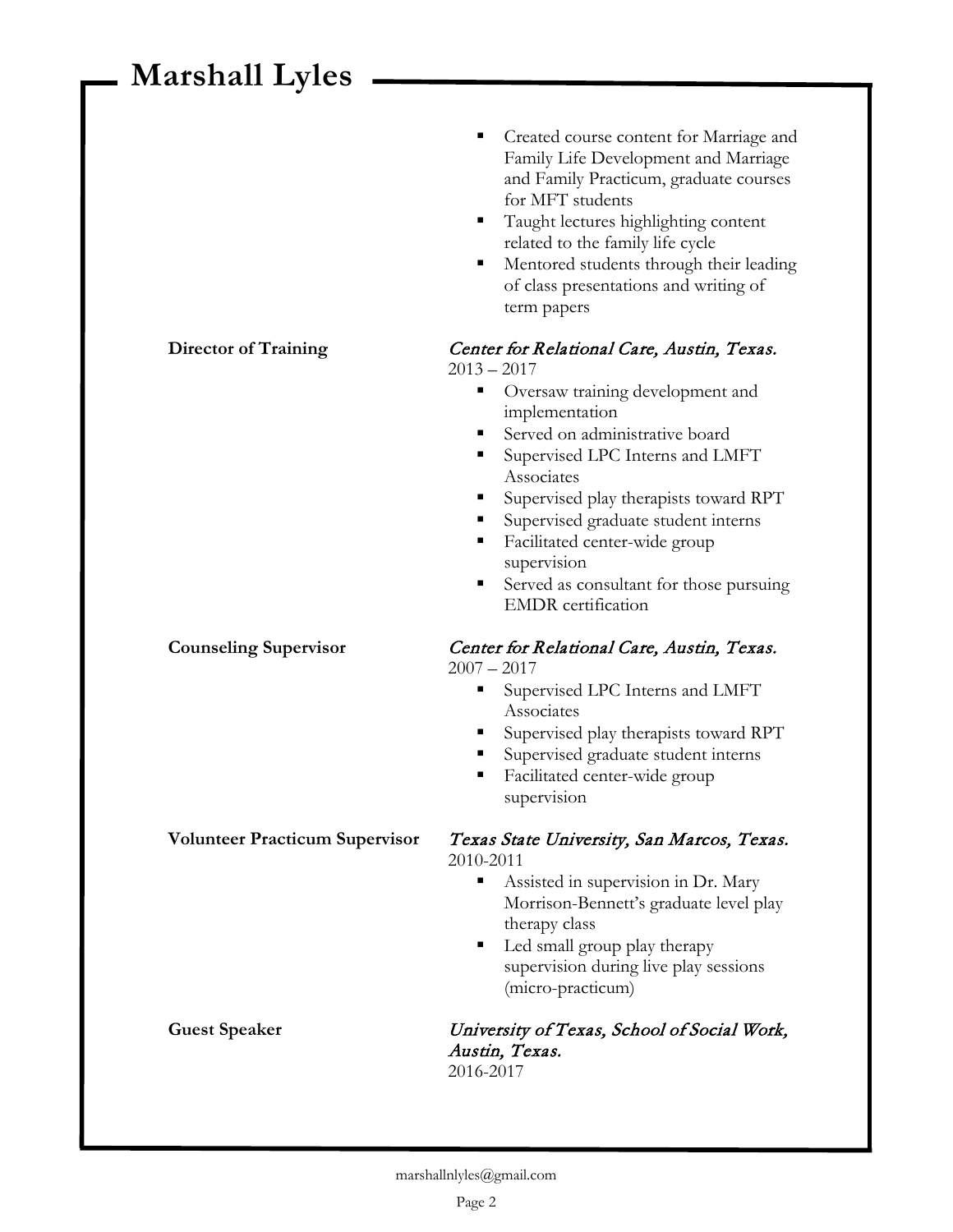- Created course content for Marriage and Family Life Development and Marriage and Family Practicum, graduate courses for MFT students
- Taught lectures highlighting content related to the family life cycle
- Mentored students through their leading of class presentations and writing of term papers

**Director of Training**

*Center for Relational Care, Austin, Texas.*
2013 – 2017

- Oversaw training development and implementation
- Served on administrative board
- Supervised LPC Interns and LMFT Associates
- Supervised play therapists toward RPT
- Supervised graduate student interns
- Facilitated center-wide group supervision
- Served as consultant for those pursuing EMDR certification

**Counseling Supervisor**

*Center for Relational Care, Austin, Texas.*
2007 – 2017

- Supervised LPC Interns and LMFT Associates
- Supervised play therapists toward RPT
- Supervised graduate student interns
- Facilitated center-wide group supervision

**Volunteer Practicum Supervisor**

*Texas State University, San Marcos, Texas.*
2010-2011

- Assisted in supervision in Dr. Mary Morrison-Bennett's graduate level play therapy class
- Led small group play therapy supervision during live play sessions (micro-practicum)

**Guest Speaker**

*University of Texas, School of Social Work, Austin, Texas.*
2016-2017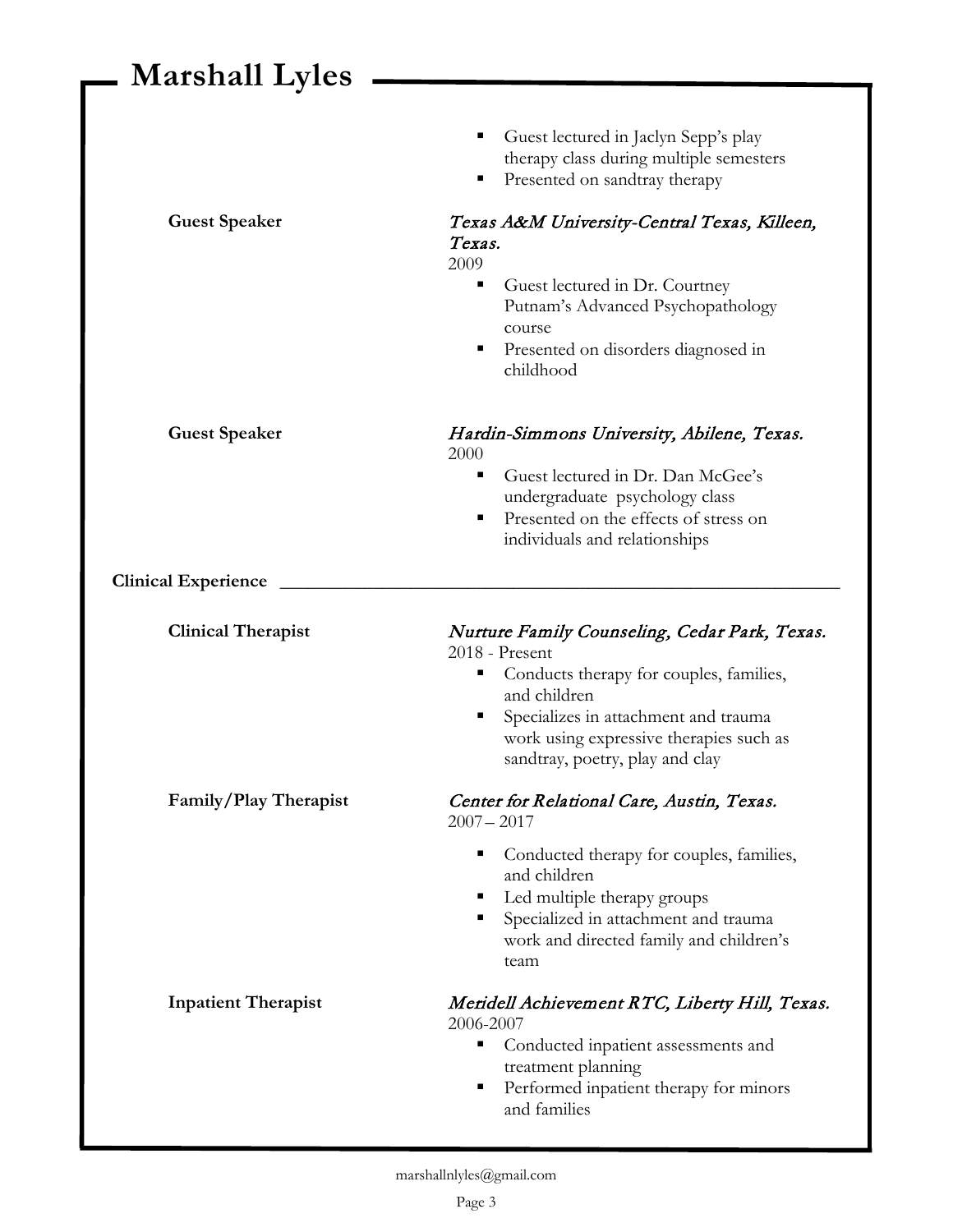- Guest lectured in Jaclyn Sepp's play therapy class during multiple semesters
- Presented on sandtray therapy

**Guest Speaker**

*Texas A&M University-Central Texas, Killeen, Texas.*
2009

- Guest lectured in Dr. Courtney Putnam's Advanced Psychopathology course
- Presented on disorders diagnosed in childhood

**Guest Speaker**

*Hardin-Simmons University, Abilene, Texas.*
2000

- Guest lectured in Dr. Dan McGee's undergraduate psychology class
- Presented on the effects of stress on individuals and relationships

## Clinical Experience

**Clinical Therapist**

*Nurture Family Counseling, Cedar Park, Texas.*
2018 - Present

- Conducts therapy for couples, families, and children
- Specializes in attachment and trauma work using expressive therapies such as sandtray, poetry, play and clay

**Family/Play Therapist**

*Center for Relational Care, Austin, Texas.*
2007 – 2017

- Conducted therapy for couples, families, and children
- Led multiple therapy groups
- Specialized in attachment and trauma work and directed family and children's team

**Inpatient Therapist**

*Meridell Achievement RTC, Liberty Hill, Texas.*
2006-2007

- Conducted inpatient assessments and treatment planning
- Performed inpatient therapy for minors and families

marshallnlyles@gmail.com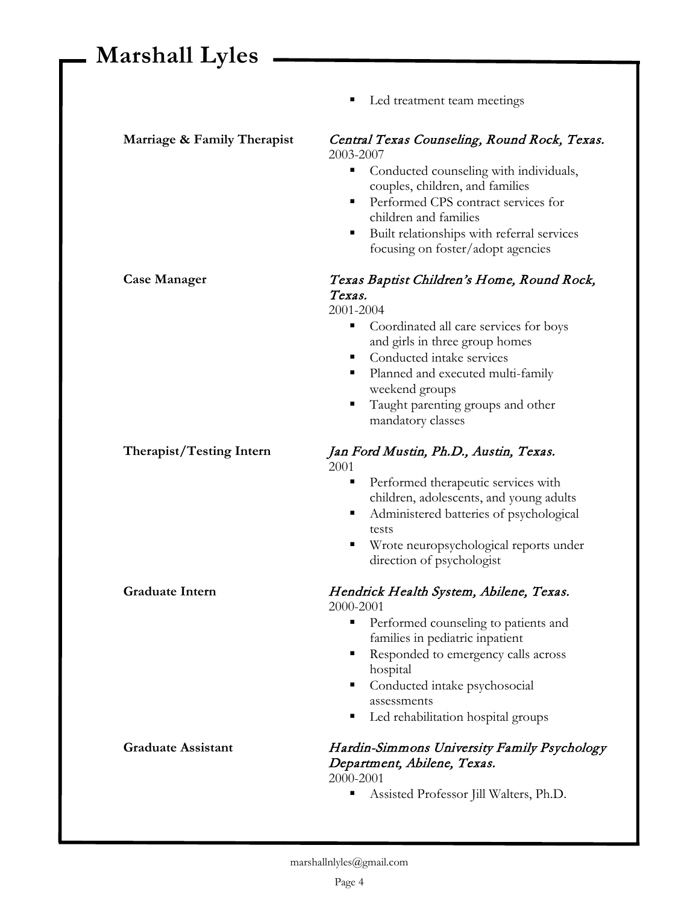- Led treatment team meetings

**Marriage & Family Therapist**

*Central Texas Counseling, Round Rock, Texas.*
2003-2007

- Conducted counseling with individuals, couples, children, and families
- Performed CPS contract services for children and families
- Built relationships with referral services focusing on foster/adopt agencies

**Case Manager**

*Texas Baptist Children's Home, Round Rock, Texas.*
2001-2004

- Coordinated all care services for boys and girls in three group homes
- Conducted intake services
- Planned and executed multi-family weekend groups
- Taught parenting groups and other mandatory classes

**Therapist/Testing Intern**

*Jan Ford Mustin, Ph.D., Austin, Texas.*
2001

- Performed therapeutic services with children, adolescents, and young adults
- Administered batteries of psychological tests
- Wrote neuropsychological reports under direction of psychologist

**Graduate Intern**

*Hendrick Health System, Abilene, Texas.*
2000-2001

- Performed counseling to patients and families in pediatric inpatient
- Responded to emergency calls across hospital
- Conducted intake psychosocial assessments
- Led rehabilitation hospital groups

**Graduate Assistant**

*Hardin-Simmons University Family Psychology Department, Abilene, Texas.*
2000-2001

- Assisted Professor Jill Walters, Ph.D.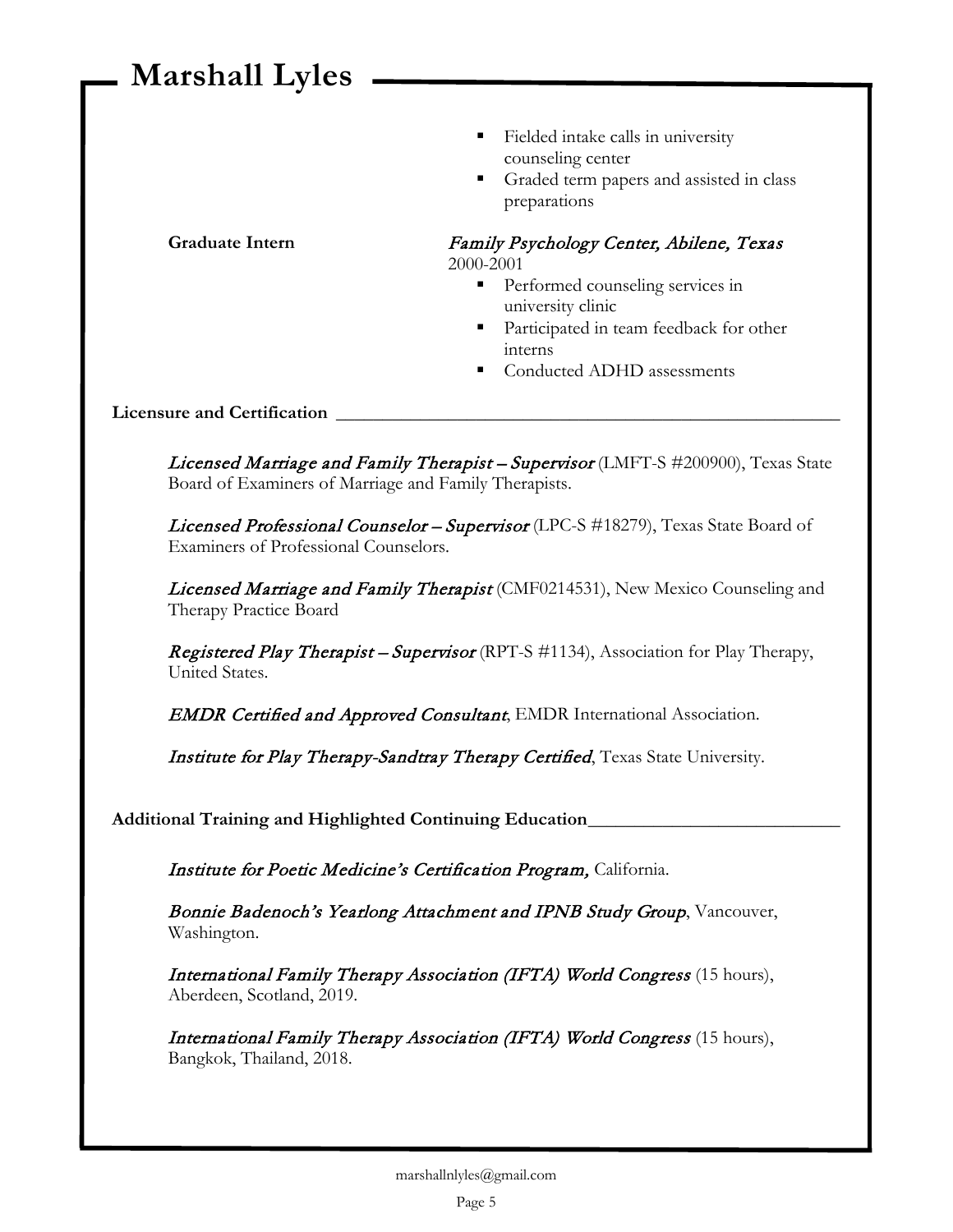- Fielded intake calls in university counseling center
- Graded term papers and assisted in class preparations

**Graduate Intern**

*Family Psychology Center, Abilene, Texas*
2000-2001

- Performed counseling services in university clinic
- Participated in team feedback for other interns
- Conducted ADHD assessments

## Licensure and Certification

*Licensed Marriage and Family Therapist – Supervisor* (LMFT-S #200900), Texas State Board of Examiners of Marriage and Family Therapists.

*Licensed Professional Counselor – Supervisor* (LPC-S #18279), Texas State Board of Examiners of Professional Counselors.

*Licensed Marriage and Family Therapist* (CMF0214531), New Mexico Counseling and Therapy Practice Board

*Registered Play Therapist – Supervisor* (RPT-S #1134), Association for Play Therapy, United States.

*EMDR Certified and Approved Consultant*, EMDR International Association.

*Institute for Play Therapy-Sandtray Therapy Certified*, Texas State University.

## Additional Training and Highlighted Continuing Education

*Institute for Poetic Medicine's Certification Program,* California.

*Bonnie Badenoch's Yearlong Attachment and IPNB Study Group*, Vancouver, Washington.

*International Family Therapy Association (IFTA) World Congress* (15 hours), Aberdeen, Scotland, 2019.

*International Family Therapy Association (IFTA) World Congress* (15 hours), Bangkok, Thailand, 2018.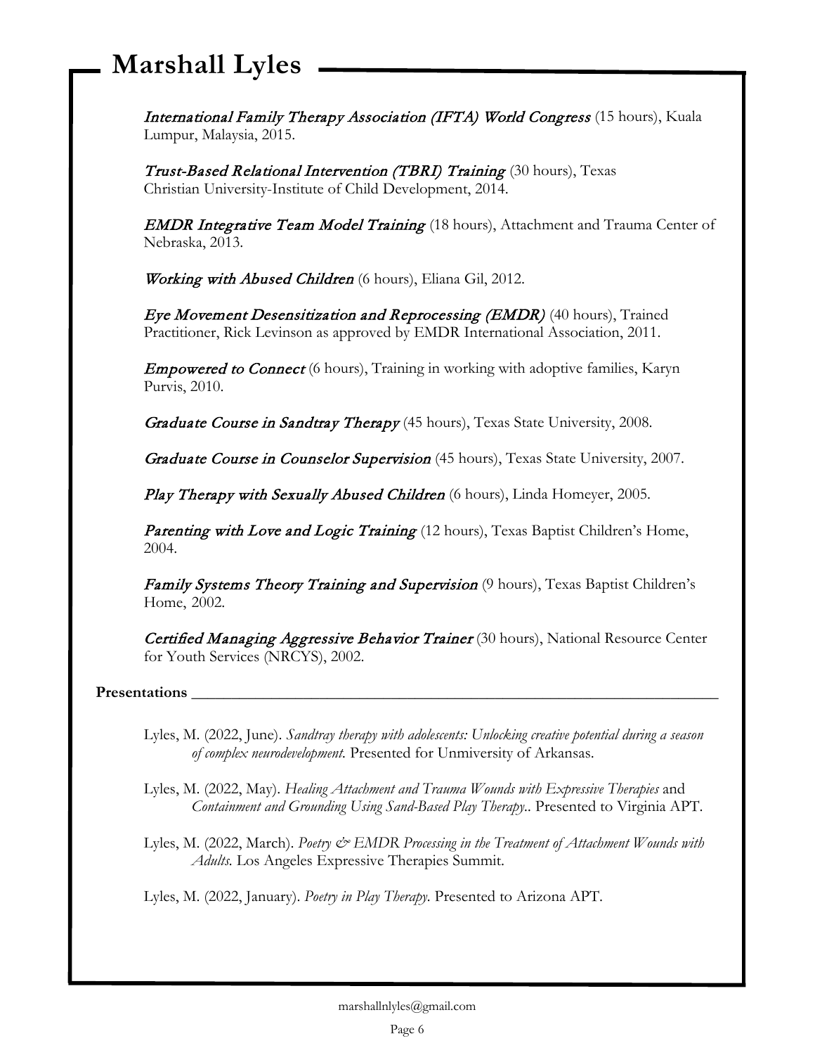*International Family Therapy Association (IFTA) World Congress* (15 hours), Kuala Lumpur, Malaysia, 2015.

*Trust-Based Relational Intervention (TBRI) Training* (30 hours), Texas Christian University-Institute of Child Development, 2014.

*EMDR Integrative Team Model Training* (18 hours), Attachment and Trauma Center of Nebraska, 2013.

*Working with Abused Children* (6 hours), Eliana Gil, 2012.

*Eye Movement Desensitization and Reprocessing (EMDR)* (40 hours), Trained Practitioner, Rick Levinson as approved by EMDR International Association, 2011.

*Empowered to Connect* (6 hours), Training in working with adoptive families, Karyn Purvis, 2010.

*Graduate Course in Sandtray Therapy* (45 hours), Texas State University, 2008.

*Graduate Course in Counselor Supervision* (45 hours), Texas State University, 2007.

*Play Therapy with Sexually Abused Children* (6 hours), Linda Homeyer, 2005.

*Parenting with Love and Logic Training* (12 hours), Texas Baptist Children's Home, 2004.

*Family Systems Theory Training and Supervision* (9 hours), Texas Baptist Children's Home, 2002.

*Certified Managing Aggressive Behavior Trainer* (30 hours), National Resource Center for Youth Services (NRCYS), 2002.

## Presentations

Lyles, M. (2022, June). *Sandtray therapy with adolescents: Unlocking creative potential during a season of complex neurodevelopment.* Presented for Unmiversity of Arkansas.

Lyles, M. (2022, May). *Healing Attachment and Trauma Wounds with Expressive Therapies* and *Containment and Grounding Using Sand-Based Play Therapy.*. Presented to Virginia APT.

Lyles, M. (2022, March). *Poetry & EMDR Processing in the Treatment of Attachment Wounds with Adults.* Los Angeles Expressive Therapies Summit.

Lyles, M. (2022, January). *Poetry in Play Therapy.* Presented to Arizona APT.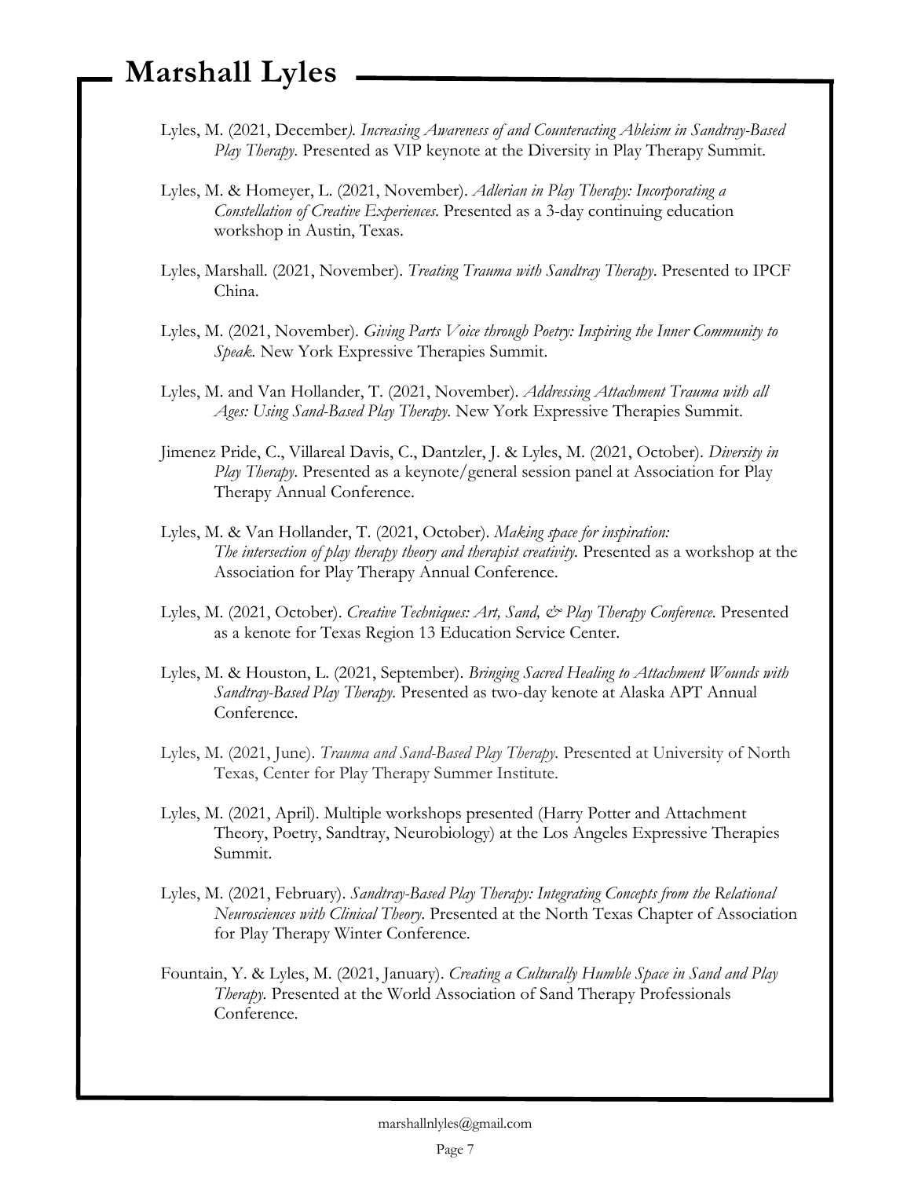Lyles, M. (2021, December*). Increasing Awareness of and Counteracting Ableism in Sandtray-Based Play Therapy*. Presented as VIP keynote at the Diversity in Play Therapy Summit.

Lyles, M. & Homeyer, L. (2021, November). *Adlerian in Play Therapy: Incorporating a Constellation of Creative Experiences*. Presented as a 3-day continuing education workshop in Austin, Texas.

Lyles, Marshall. (2021, November). *Treating Trauma with Sandtray Therapy*. Presented to IPCF China.

Lyles, M. (2021, November). *Giving Parts Voice through Poetry: Inspiring the Inner Community to Speak.* New York Expressive Therapies Summit.

Lyles, M. and Van Hollander, T. (2021, November). *Addressing Attachment Trauma with all Ages: Using Sand-Based Play Therapy.* New York Expressive Therapies Summit.

Jimenez Pride, C., Villareal Davis, C., Dantzler, J. & Lyles, M. (2021, October). *Diversity in Play Therapy.* Presented as a keynote/general session panel at Association for Play Therapy Annual Conference.

Lyles, M. & Van Hollander, T. (2021, October). *Making space for inspiration: The intersection of play therapy theory and therapist creativity.* Presented as a workshop at the Association for Play Therapy Annual Conference.

Lyles, M. (2021, October). *Creative Techniques: Art, Sand, & Play Therapy Conference.* Presented as a kenote for Texas Region 13 Education Service Center.

Lyles, M. & Houston, L. (2021, September). *Bringing Sacred Healing to Attachment Wounds with Sandtray-Based Play Therapy.* Presented as two-day kenote at Alaska APT Annual Conference.

Lyles, M. (2021, June). *Trauma and Sand-Based Play Therapy.* Presented at University of North Texas, Center for Play Therapy Summer Institute.

Lyles, M. (2021, April). Multiple workshops presented (Harry Potter and Attachment Theory, Poetry, Sandtray, Neurobiology) at the Los Angeles Expressive Therapies Summit.

Lyles, M. (2021, February). *Sandtray-Based Play Therapy: Integrating Concepts from the Relational Neurosciences with Clinical Theory.* Presented at the North Texas Chapter of Association for Play Therapy Winter Conference.

Fountain, Y. & Lyles, M. (2021, January). *Creating a Culturally Humble Space in Sand and Play Therapy.* Presented at the World Association of Sand Therapy Professionals Conference.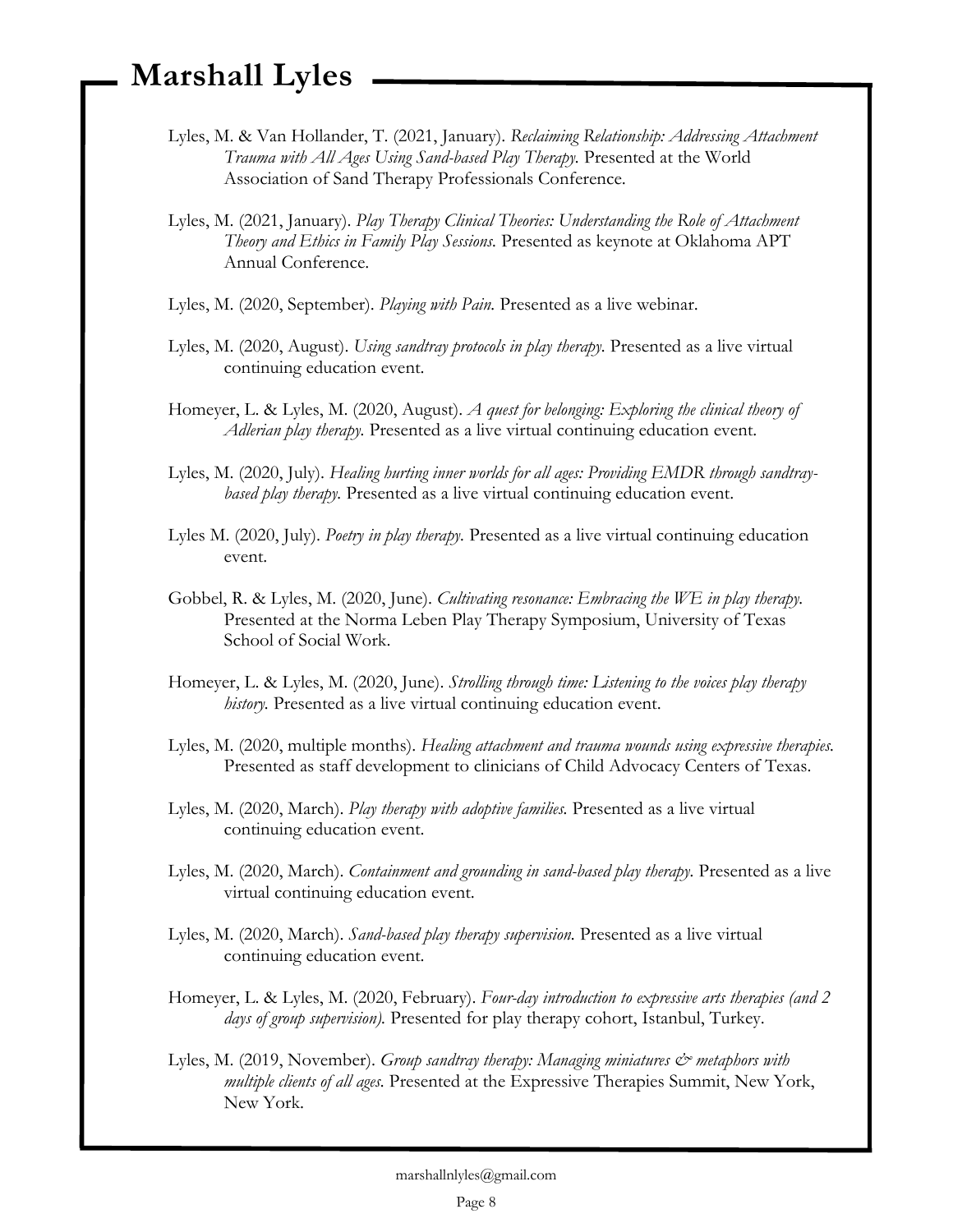Lyles, M. & Van Hollander, T. (2021, January). *Reclaiming Relationship: Addressing Attachment Trauma with All Ages Using Sand-based Play Therapy.* Presented at the World Association of Sand Therapy Professionals Conference.

Lyles, M. (2021, January). *Play Therapy Clinical Theories: Understanding the Role of Attachment Theory and Ethics in Family Play Sessions.* Presented as keynote at Oklahoma APT Annual Conference.

Lyles, M. (2020, September). *Playing with Pain.* Presented as a live webinar.

Lyles, M. (2020, August). *Using sandtray protocols in play therapy.* Presented as a live virtual continuing education event.

Homeyer, L. & Lyles, M. (2020, August). *A quest for belonging: Exploring the clinical theory of Adlerian play therapy.* Presented as a live virtual continuing education event.

Lyles, M. (2020, July). *Healing hurting inner worlds for all ages: Providing EMDR through sandtray-based play therapy.* Presented as a live virtual continuing education event.

Lyles M. (2020, July). *Poetry in play therapy.* Presented as a live virtual continuing education event.

Gobbel, R. & Lyles, M. (2020, June). *Cultivating resonance: Embracing the WE in play therapy.* Presented at the Norma Leben Play Therapy Symposium, University of Texas School of Social Work.

Homeyer, L. & Lyles, M. (2020, June). *Strolling through time: Listening to the voices play therapy history.* Presented as a live virtual continuing education event.

Lyles, M. (2020, multiple months). *Healing attachment and trauma wounds using expressive therapies.* Presented as staff development to clinicians of Child Advocacy Centers of Texas.

Lyles, M. (2020, March). *Play therapy with adoptive families.* Presented as a live virtual continuing education event.

Lyles, M. (2020, March). *Containment and grounding in sand-based play therapy.* Presented as a live virtual continuing education event.

Lyles, M. (2020, March). *Sand-based play therapy supervision.* Presented as a live virtual continuing education event.

Homeyer, L. & Lyles, M. (2020, February). *Four-day introduction to expressive arts therapies (and 2 days of group supervision).* Presented for play therapy cohort, Istanbul, Turkey.

Lyles, M. (2019, November). *Group sandtray therapy: Managing miniatures & metaphors with multiple clients of all ages.* Presented at the Expressive Therapies Summit, New York, New York.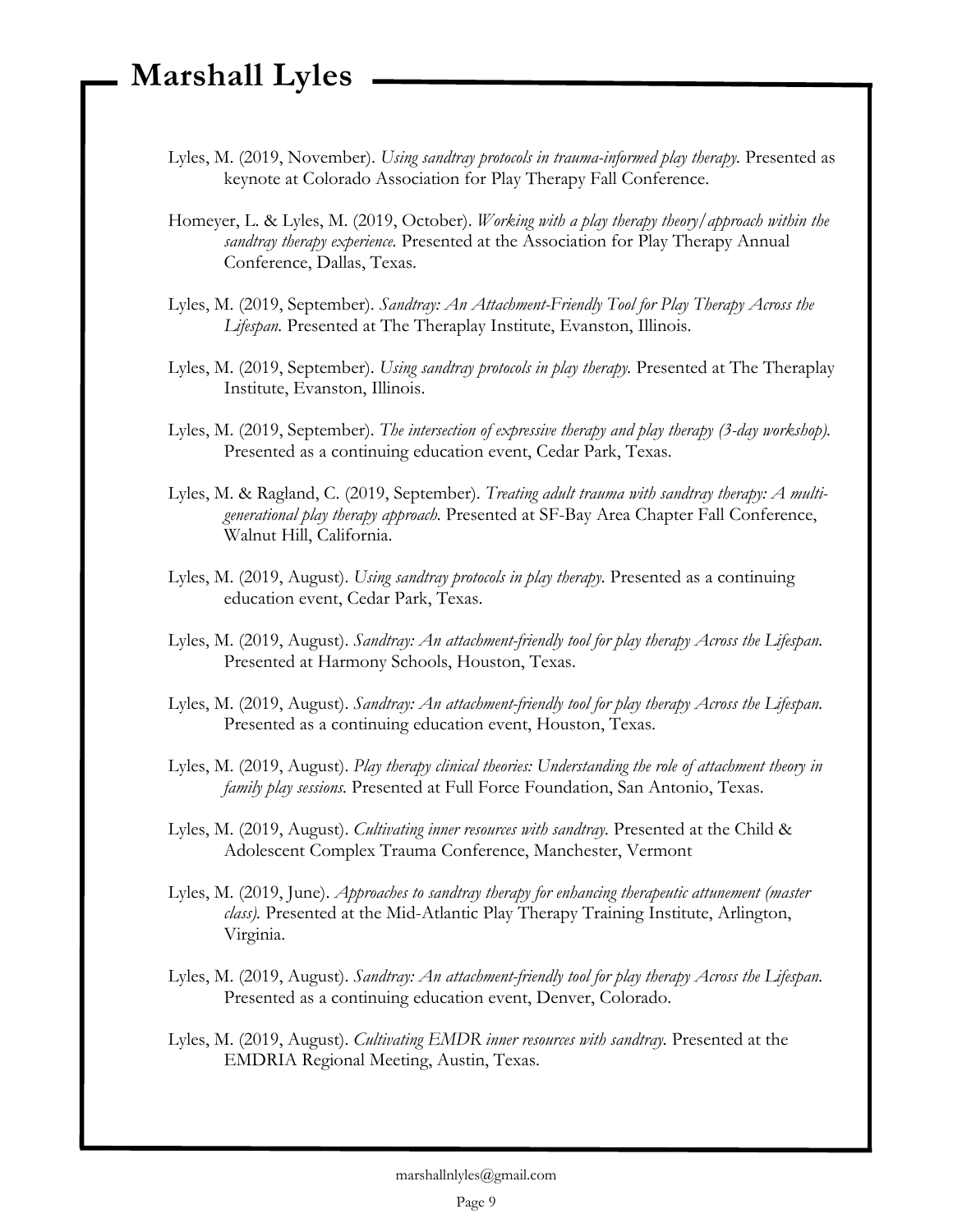Lyles, M. (2019, November). *Using sandtray protocols in trauma-informed play therapy.* Presented as keynote at Colorado Association for Play Therapy Fall Conference.

Homeyer, L. & Lyles, M. (2019, October). *Working with a play therapy theory/approach within the sandtray therapy experience.* Presented at the Association for Play Therapy Annual Conference, Dallas, Texas.

Lyles, M. (2019, September). *Sandtray: An Attachment-Friendly Tool for Play Therapy Across the Lifespan.* Presented at The Theraplay Institute, Evanston, Illinois.

Lyles, M. (2019, September). *Using sandtray protocols in play therapy.* Presented at The Theraplay Institute, Evanston, Illinois.

Lyles, M. (2019, September). *The intersection of expressive therapy and play therapy (3-day workshop).* Presented as a continuing education event, Cedar Park, Texas.

Lyles, M. & Ragland, C. (2019, September). *Treating adult trauma with sandtray therapy: A multi-generational play therapy approach.* Presented at SF-Bay Area Chapter Fall Conference, Walnut Hill, California.

Lyles, M. (2019, August). *Using sandtray protocols in play therapy.* Presented as a continuing education event, Cedar Park, Texas.

Lyles, M. (2019, August). *Sandtray: An attachment-friendly tool for play therapy Across the Lifespan.* Presented at Harmony Schools, Houston, Texas.

Lyles, M. (2019, August). *Sandtray: An attachment-friendly tool for play therapy Across the Lifespan.* Presented as a continuing education event, Houston, Texas.

Lyles, M. (2019, August). *Play therapy clinical theories: Understanding the role of attachment theory in family play sessions.* Presented at Full Force Foundation, San Antonio, Texas.

Lyles, M. (2019, August). *Cultivating inner resources with sandtray.* Presented at the Child & Adolescent Complex Trauma Conference, Manchester, Vermont

Lyles, M. (2019, June). *Approaches to sandtray therapy for enhancing therapeutic attunement (master class).* Presented at the Mid-Atlantic Play Therapy Training Institute, Arlington, Virginia.

Lyles, M. (2019, August). *Sandtray: An attachment-friendly tool for play therapy Across the Lifespan.* Presented as a continuing education event, Denver, Colorado.

Lyles, M. (2019, August). *Cultivating EMDR inner resources with sandtray.* Presented at the EMDRIA Regional Meeting, Austin, Texas.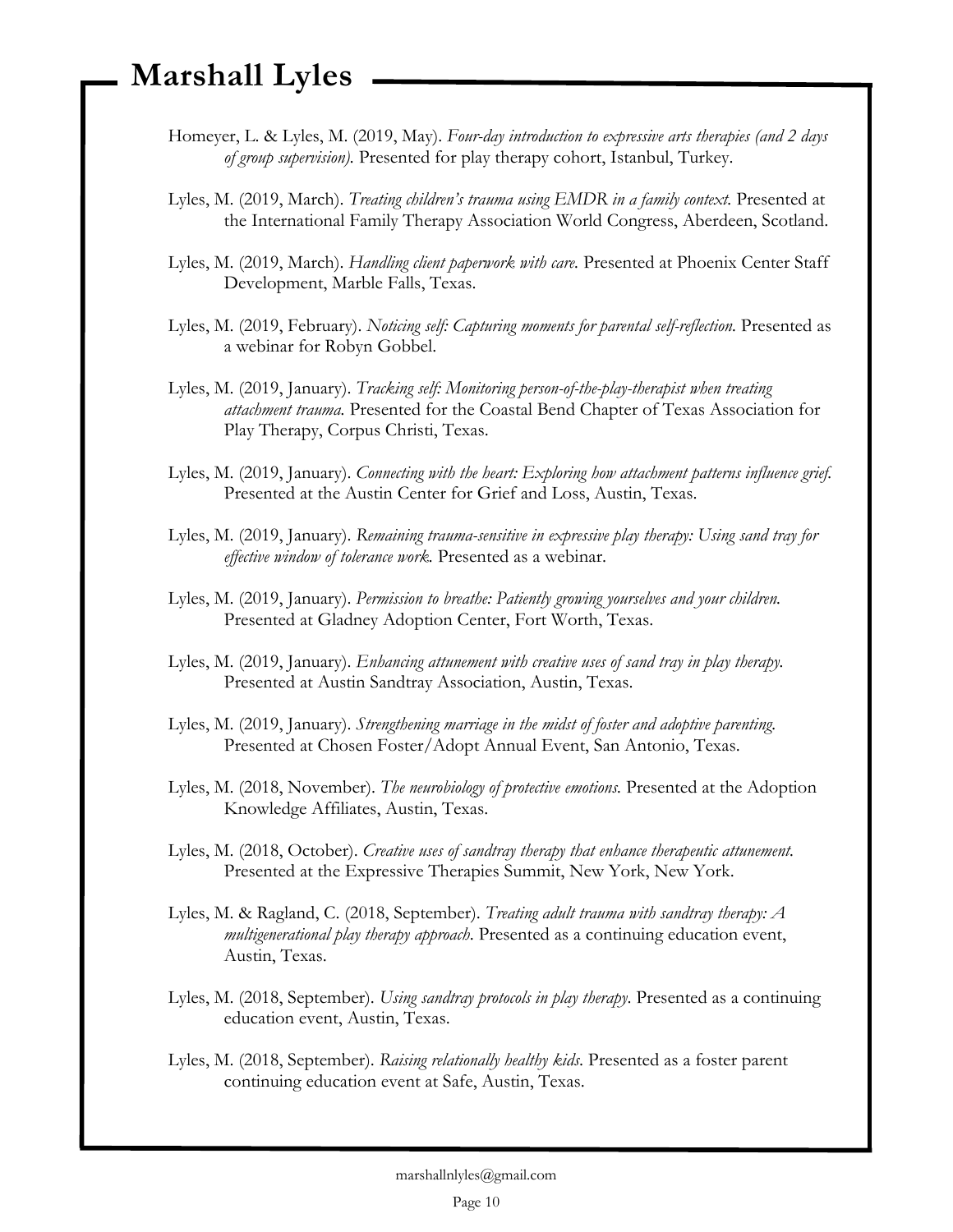Homeyer, L. & Lyles, M. (2019, May). *Four-day introduction to expressive arts therapies (and 2 days of group supervision).* Presented for play therapy cohort, Istanbul, Turkey.

Lyles, M. (2019, March). *Treating children's trauma using EMDR in a family context.* Presented at the International Family Therapy Association World Congress, Aberdeen, Scotland.

Lyles, M. (2019, March). *Handling client paperwork with care.* Presented at Phoenix Center Staff Development, Marble Falls, Texas.

Lyles, M. (2019, February). *Noticing self: Capturing moments for parental self-reflection.* Presented as a webinar for Robyn Gobbel.

Lyles, M. (2019, January). *Tracking self: Monitoring person-of-the-play-therapist when treating attachment trauma.* Presented for the Coastal Bend Chapter of Texas Association for Play Therapy, Corpus Christi, Texas.

Lyles, M. (2019, January). *Connecting with the heart: Exploring how attachment patterns influence grief.* Presented at the Austin Center for Grief and Loss, Austin, Texas.

Lyles, M. (2019, January). *Remaining trauma-sensitive in expressive play therapy: Using sand tray for effective window of tolerance work.* Presented as a webinar.

Lyles, M. (2019, January). *Permission to breathe: Patiently growing yourselves and your children.* Presented at Gladney Adoption Center, Fort Worth, Texas.

Lyles, M. (2019, January). *Enhancing attunement with creative uses of sand tray in play therapy.* Presented at Austin Sandtray Association, Austin, Texas.

Lyles, M. (2019, January). *Strengthening marriage in the midst of foster and adoptive parenting.* Presented at Chosen Foster/Adopt Annual Event, San Antonio, Texas.

Lyles, M. (2018, November). *The neurobiology of protective emotions.* Presented at the Adoption Knowledge Affiliates, Austin, Texas.

Lyles, M. (2018, October). *Creative uses of sandtray therapy that enhance therapeutic attunement.* Presented at the Expressive Therapies Summit, New York, New York.

Lyles, M. & Ragland, C. (2018, September). *Treating adult trauma with sandtray therapy: A multigenerational play therapy approach.* Presented as a continuing education event, Austin, Texas.

Lyles, M. (2018, September). *Using sandtray protocols in play therapy.* Presented as a continuing education event, Austin, Texas.

Lyles, M. (2018, September). *Raising relationally healthy kids.* Presented as a foster parent continuing education event at Safe, Austin, Texas.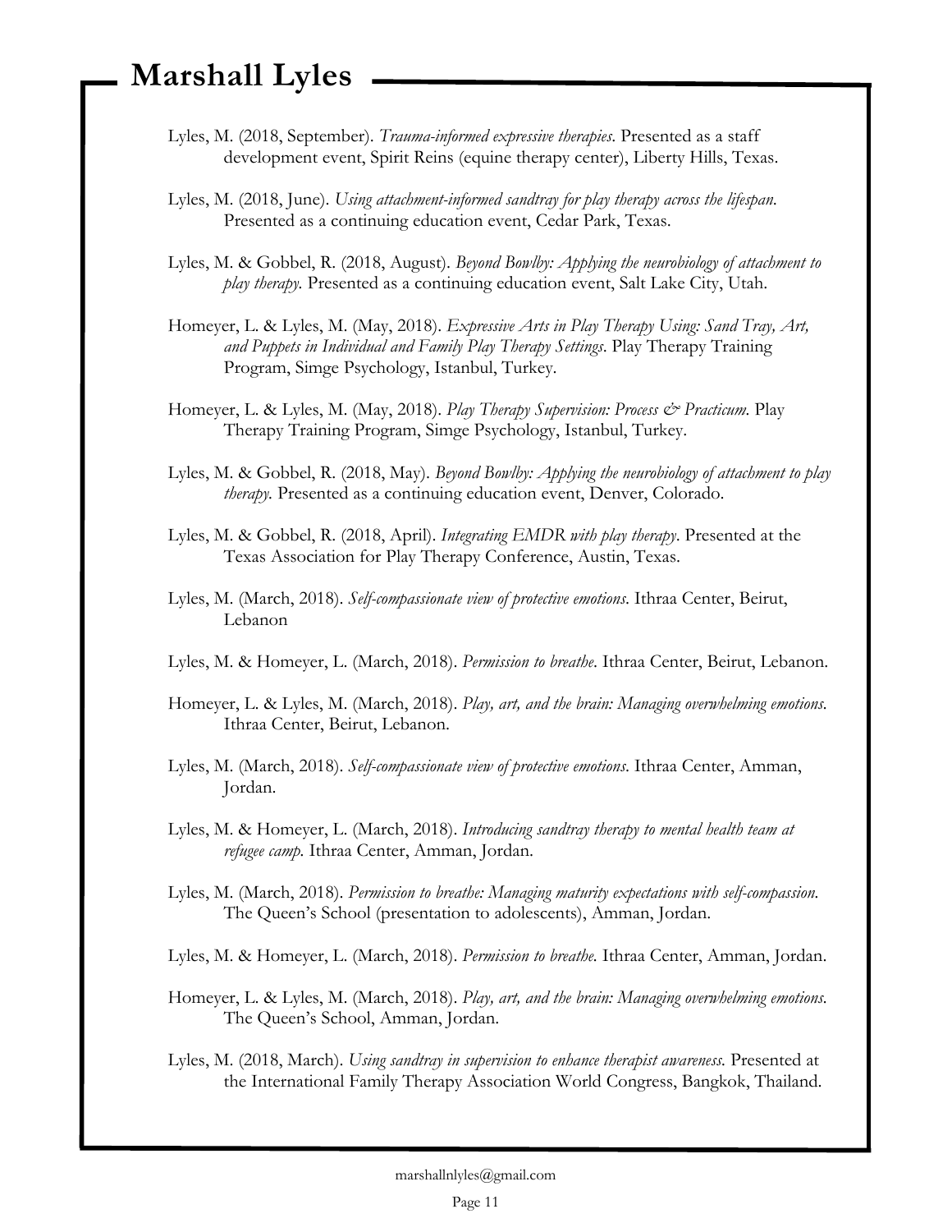Lyles, M. (2018, September). *Trauma-informed expressive therapies*. Presented as a staff development event, Spirit Reins (equine therapy center), Liberty Hills, Texas.

Lyles, M. (2018, June). *Using attachment-informed sandtray for play therapy across the lifespan*. Presented as a continuing education event, Cedar Park, Texas.

Lyles, M. & Gobbel, R. (2018, August). *Beyond Bowlby: Applying the neurobiology of attachment to play therapy*. Presented as a continuing education event, Salt Lake City, Utah.

Homeyer, L. & Lyles, M. (May, 2018). *Expressive Arts in Play Therapy Using: Sand Tray, Art, and Puppets in Individual and Family Play Therapy Settings*. Play Therapy Training Program, Simge Psychology, Istanbul, Turkey.

Homeyer, L. & Lyles, M. (May, 2018). *Play Therapy Supervision: Process & Practicum*. Play Therapy Training Program, Simge Psychology, Istanbul, Turkey.

Lyles, M. & Gobbel, R. (2018, May). *Beyond Bowlby: Applying the neurobiology of attachment to play therapy*. Presented as a continuing education event, Denver, Colorado.

Lyles, M. & Gobbel, R. (2018, April). *Integrating EMDR with play therapy*. Presented at the Texas Association for Play Therapy Conference, Austin, Texas.

Lyles, M. (March, 2018). *Self-compassionate view of protective emotions*. Ithraa Center, Beirut, Lebanon

Lyles, M. & Homeyer, L. (March, 2018). *Permission to breathe*. Ithraa Center, Beirut, Lebanon.

Homeyer, L. & Lyles, M. (March, 2018). *Play, art, and the brain: Managing overwhelming emotions*. Ithraa Center, Beirut, Lebanon.

Lyles, M. (March, 2018). *Self-compassionate view of protective emotions*. Ithraa Center, Amman, Jordan.

Lyles, M. & Homeyer, L. (March, 2018). *Introducing sandtray therapy to mental health team at refugee camp*. Ithraa Center, Amman, Jordan.

Lyles, M. (March, 2018). *Permission to breathe: Managing maturity expectations with self-compassion*. The Queen's School (presentation to adolescents), Amman, Jordan.

Lyles, M. & Homeyer, L. (March, 2018). *Permission to breathe*. Ithraa Center, Amman, Jordan.

Homeyer, L. & Lyles, M. (March, 2018). *Play, art, and the brain: Managing overwhelming emotions*. The Queen's School, Amman, Jordan.

Lyles, M. (2018, March). *Using sandtray in supervision to enhance therapist awareness*. Presented at the International Family Therapy Association World Congress, Bangkok, Thailand.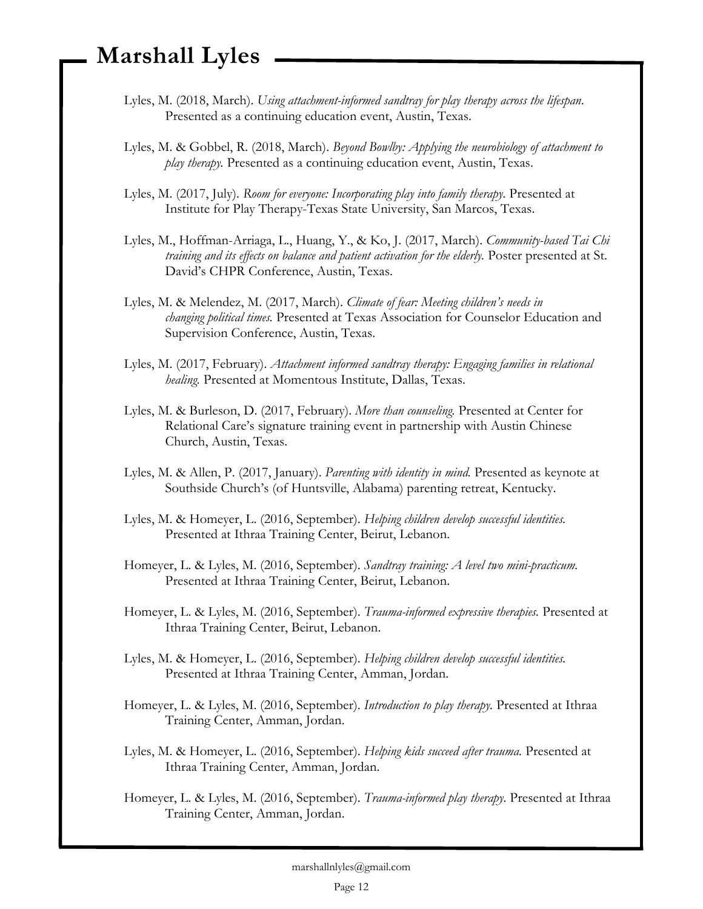Lyles, M. (2018, March). *Using attachment-informed sandtray for play therapy across the lifespan.* Presented as a continuing education event, Austin, Texas.

Lyles, M. & Gobbel, R. (2018, March). *Beyond Bowlby: Applying the neurobiology of attachment to play therapy.* Presented as a continuing education event, Austin, Texas.

Lyles, M. (2017, July). *Room for everyone: Incorporating play into family therapy.* Presented at Institute for Play Therapy-Texas State University, San Marcos, Texas.

Lyles, M., Hoffman-Arriaga, L., Huang, Y., & Ko, J. (2017, March). *Community-based Tai Chi training and its effects on balance and patient activation for the elderly.* Poster presented at St. David's CHPR Conference, Austin, Texas.

Lyles, M. & Melendez, M. (2017, March). *Climate of fear: Meeting children's needs in changing political times.* Presented at Texas Association for Counselor Education and Supervision Conference, Austin, Texas.

Lyles, M. (2017, February). *Attachment informed sandtray therapy: Engaging families in relational healing.* Presented at Momentous Institute, Dallas, Texas.

Lyles, M. & Burleson, D. (2017, February). *More than counseling.* Presented at Center for Relational Care's signature training event in partnership with Austin Chinese Church, Austin, Texas.

Lyles, M. & Allen, P. (2017, January). *Parenting with identity in mind.* Presented as keynote at Southside Church's (of Huntsville, Alabama) parenting retreat, Kentucky.

Lyles, M. & Homeyer, L. (2016, September). *Helping children develop successful identities.* Presented at Ithraa Training Center, Beirut, Lebanon.

Homeyer, L. & Lyles, M. (2016, September). *Sandtray training: A level two mini-practicum.* Presented at Ithraa Training Center, Beirut, Lebanon.

Homeyer, L. & Lyles, M. (2016, September). *Trauma-informed expressive therapies.* Presented at Ithraa Training Center, Beirut, Lebanon.

Lyles, M. & Homeyer, L. (2016, September). *Helping children develop successful identities.* Presented at Ithraa Training Center, Amman, Jordan.

Homeyer, L. & Lyles, M. (2016, September). *Introduction to play therapy.* Presented at Ithraa Training Center, Amman, Jordan.

Lyles, M. & Homeyer, L. (2016, September). *Helping kids succeed after trauma.* Presented at Ithraa Training Center, Amman, Jordan.

Homeyer, L. & Lyles, M. (2016, September). *Trauma-informed play therapy.* Presented at Ithraa Training Center, Amman, Jordan.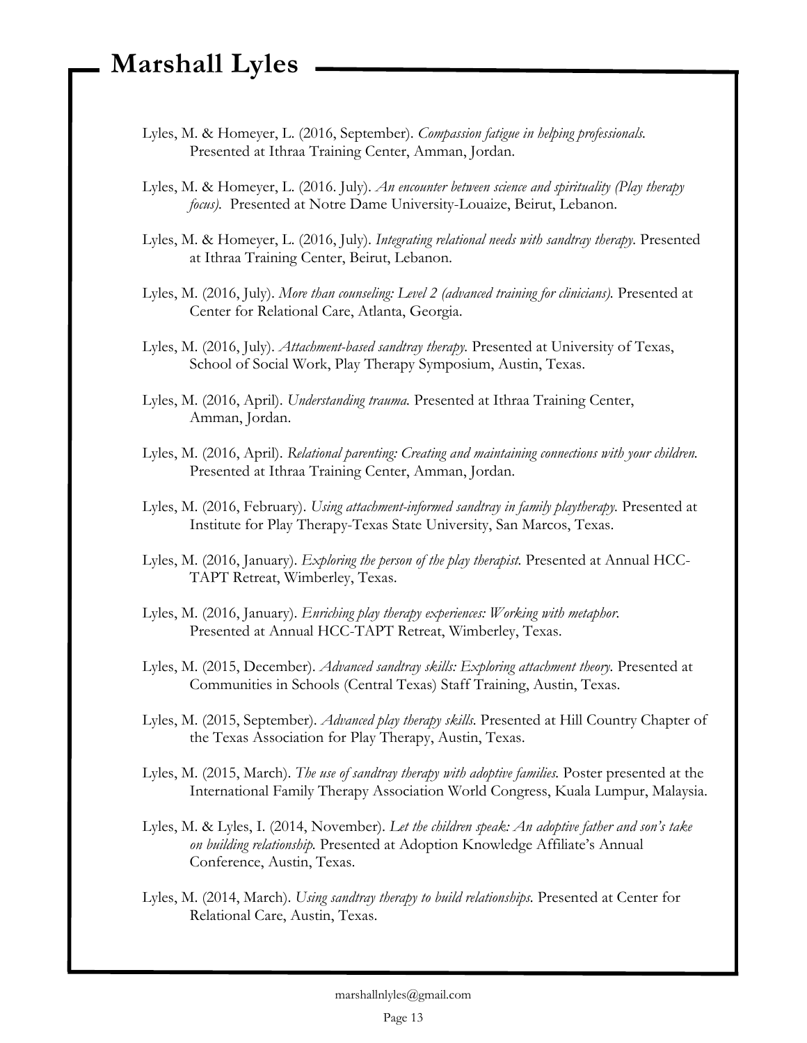Lyles, M. & Homeyer, L. (2016, September). *Compassion fatigue in helping professionals.* Presented at Ithraa Training Center, Amman, Jordan.

Lyles, M. & Homeyer, L. (2016. July). *An encounter between science and spirituality (Play therapy focus).* Presented at Notre Dame University-Louaize, Beirut, Lebanon.

Lyles, M. & Homeyer, L. (2016, July). *Integrating relational needs with sandtray therapy.* Presented at Ithraa Training Center, Beirut, Lebanon.

Lyles, M. (2016, July). *More than counseling: Level 2 (advanced training for clinicians).* Presented at Center for Relational Care, Atlanta, Georgia.

Lyles, M. (2016, July). *Attachment-based sandtray therapy.* Presented at University of Texas, School of Social Work, Play Therapy Symposium, Austin, Texas.

Lyles, M. (2016, April). *Understanding trauma.* Presented at Ithraa Training Center, Amman, Jordan.

Lyles, M. (2016, April). *Relational parenting: Creating and maintaining connections with your children.* Presented at Ithraa Training Center, Amman, Jordan.

Lyles, M. (2016, February). *Using attachment-informed sandtray in family playtherapy.* Presented at Institute for Play Therapy-Texas State University, San Marcos, Texas.

Lyles, M. (2016, January). *Exploring the person of the play therapist.* Presented at Annual HCC-TAPT Retreat, Wimberley, Texas.

Lyles, M. (2016, January). *Enriching play therapy experiences: Working with metaphor.* Presented at Annual HCC-TAPT Retreat, Wimberley, Texas.

Lyles, M. (2015, December). *Advanced sandtray skills: Exploring attachment theory.* Presented at Communities in Schools (Central Texas) Staff Training, Austin, Texas.

Lyles, M. (2015, September). *Advanced play therapy skills.* Presented at Hill Country Chapter of the Texas Association for Play Therapy, Austin, Texas.

Lyles, M. (2015, March). *The use of sandtray therapy with adoptive families.* Poster presented at the International Family Therapy Association World Congress, Kuala Lumpur, Malaysia.

Lyles, M. & Lyles, I. (2014, November). *Let the children speak: An adoptive father and son's take on building relationship.* Presented at Adoption Knowledge Affiliate's Annual Conference, Austin, Texas.

Lyles, M. (2014, March). *Using sandtray therapy to build relationships.* Presented at Center for Relational Care, Austin, Texas.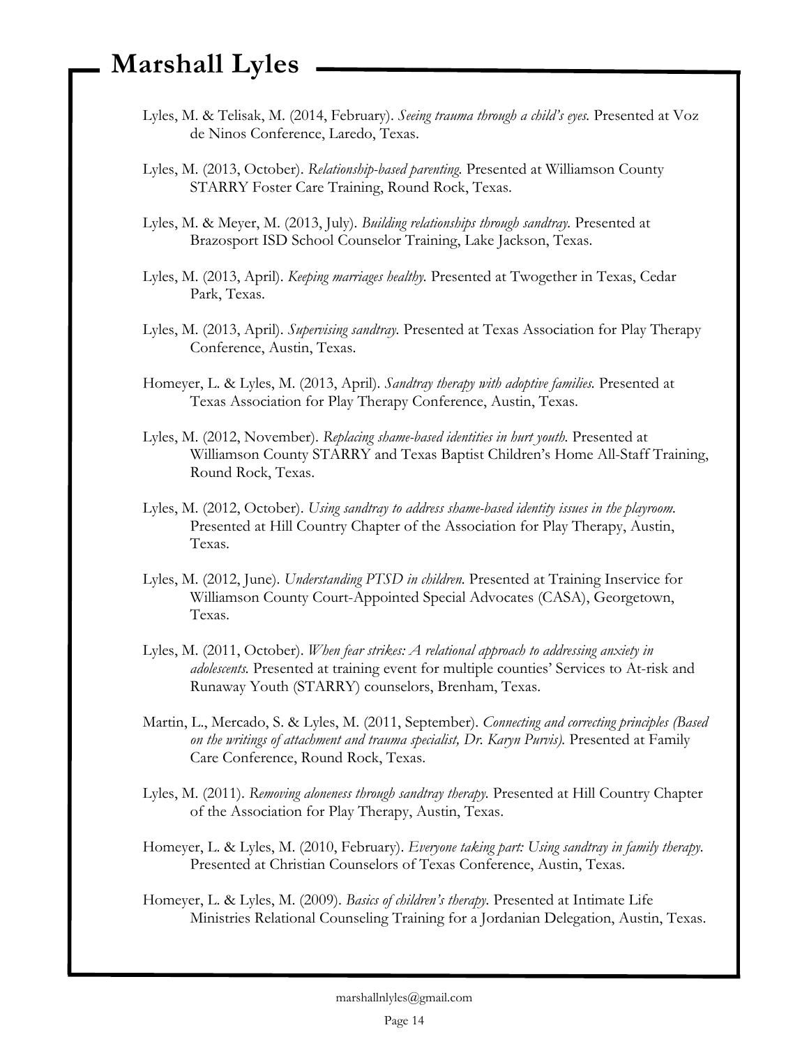Lyles, M. & Telisak, M. (2014, February). *Seeing trauma through a child's eyes.* Presented at Voz de Ninos Conference, Laredo, Texas.

Lyles, M. (2013, October). *Relationship-based parenting.* Presented at Williamson County STARRY Foster Care Training, Round Rock, Texas.

Lyles, M. & Meyer, M. (2013, July). *Building relationships through sandtray.* Presented at Brazosport ISD School Counselor Training, Lake Jackson, Texas.

Lyles, M. (2013, April). *Keeping marriages healthy.* Presented at Twogether in Texas, Cedar Park, Texas.

Lyles, M. (2013, April). *Supervising sandtray.* Presented at Texas Association for Play Therapy Conference, Austin, Texas.

Homeyer, L. & Lyles, M. (2013, April). *Sandtray therapy with adoptive families.* Presented at Texas Association for Play Therapy Conference, Austin, Texas.

Lyles, M. (2012, November). *Replacing shame-based identities in hurt youth.* Presented at Williamson County STARRY and Texas Baptist Children's Home All-Staff Training, Round Rock, Texas.

Lyles, M. (2012, October). *Using sandtray to address shame-based identity issues in the playroom.* Presented at Hill Country Chapter of the Association for Play Therapy, Austin, Texas.

Lyles, M. (2012, June). *Understanding PTSD in children.* Presented at Training Inservice for Williamson County Court-Appointed Special Advocates (CASA), Georgetown, Texas.

Lyles, M. (2011, October). *When fear strikes: A relational approach to addressing anxiety in adolescents.* Presented at training event for multiple counties' Services to At-risk and Runaway Youth (STARRY) counselors, Brenham, Texas.

Martin, L., Mercado, S. & Lyles, M. (2011, September). *Connecting and correcting principles (Based on the writings of attachment and trauma specialist, Dr. Karyn Purvis).* Presented at Family Care Conference, Round Rock, Texas.

Lyles, M. (2011). *Removing aloneness through sandtray therapy.* Presented at Hill Country Chapter of the Association for Play Therapy, Austin, Texas.

Homeyer, L. & Lyles, M. (2010, February). *Everyone taking part: Using sandtray in family therapy.* Presented at Christian Counselors of Texas Conference, Austin, Texas.

Homeyer, L. & Lyles, M. (2009). *Basics of children's therapy.* Presented at Intimate Life Ministries Relational Counseling Training for a Jordanian Delegation, Austin, Texas.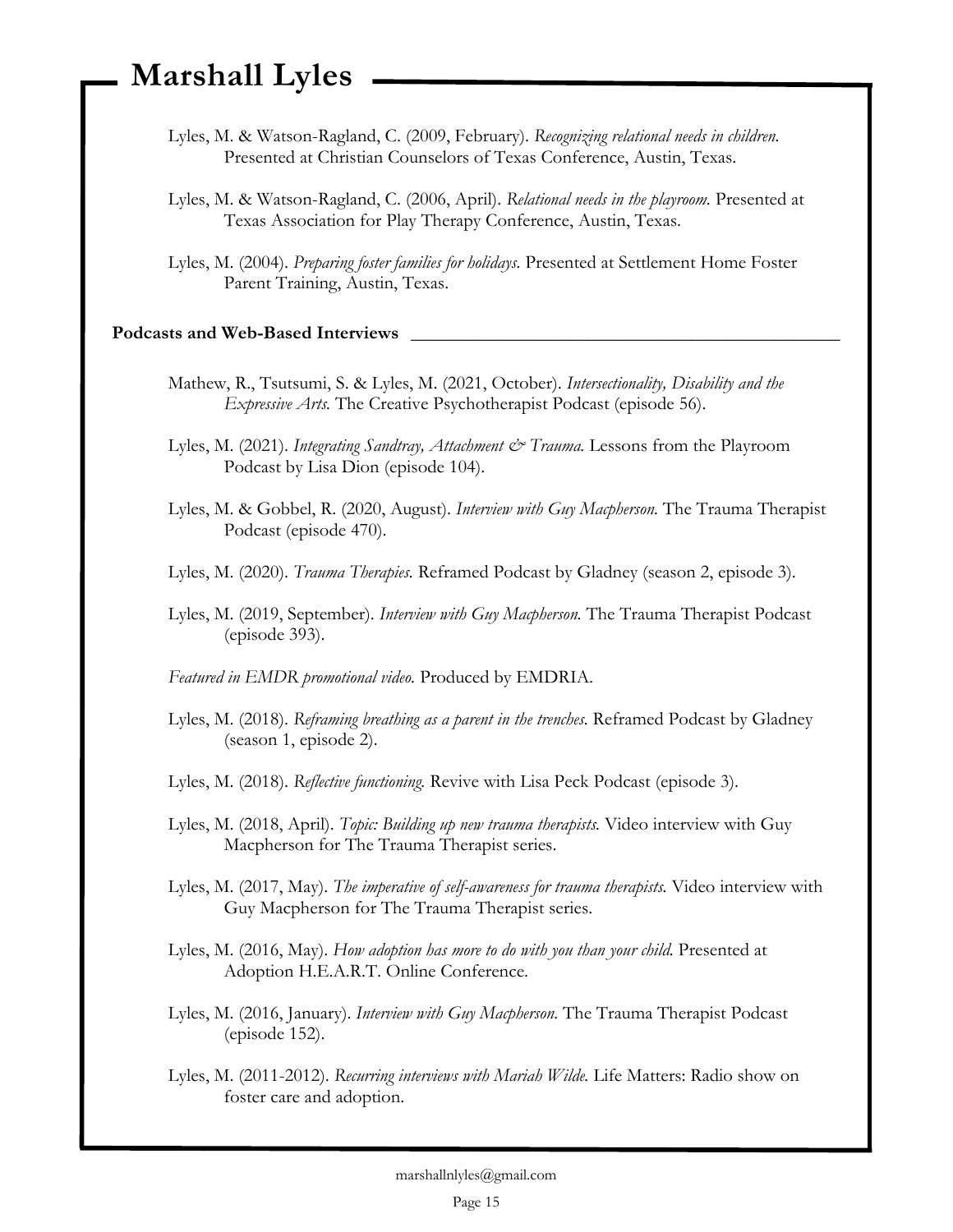Lyles, M. & Watson-Ragland, C. (2009, February). *Recognizing relational needs in children.* Presented at Christian Counselors of Texas Conference, Austin, Texas.

Lyles, M. & Watson-Ragland, C. (2006, April). *Relational needs in the playroom.* Presented at Texas Association for Play Therapy Conference, Austin, Texas.

Lyles, M. (2004). *Preparing foster families for holidays.* Presented at Settlement Home Foster Parent Training, Austin, Texas.

**Podcasts and Web-Based Interviews**

Mathew, R., Tsutsumi, S. & Lyles, M. (2021, October). *Intersectionality, Disability and the Expressive Arts.* The Creative Psychotherapist Podcast (episode 56).

Lyles, M. (2021). *Integrating Sandtray, Attachment & Trauma.* Lessons from the Playroom Podcast by Lisa Dion (episode 104).

Lyles, M. & Gobbel, R. (2020, August). *Interview with Guy Macpherson.* The Trauma Therapist Podcast (episode 470).

Lyles, M. (2020). *Trauma Therapies.* Reframed Podcast by Gladney (season 2, episode 3).

Lyles, M. (2019, September). *Interview with Guy Macpherson.* The Trauma Therapist Podcast (episode 393).

*Featured in EMDR promotional video.* Produced by EMDRIA.

Lyles, M. (2018). *Reframing breathing as a parent in the trenches.* Reframed Podcast by Gladney (season 1, episode 2).

Lyles, M. (2018). *Reflective functioning.* Revive with Lisa Peck Podcast (episode 3).

Lyles, M. (2018, April). *Topic: Building up new trauma therapists.* Video interview with Guy Macpherson for The Trauma Therapist series.

Lyles, M. (2017, May). *The imperative of self-awareness for trauma therapists.* Video interview with Guy Macpherson for The Trauma Therapist series.

Lyles, M. (2016, May). *How adoption has more to do with you than your child.* Presented at Adoption H.E.A.R.T. Online Conference.

Lyles, M. (2016, January). *Interview with Guy Macpherson.* The Trauma Therapist Podcast (episode 152).

Lyles, M. (2011-2012). *Recurring interviews with Mariah Wilde.* Life Matters: Radio show on foster care and adoption.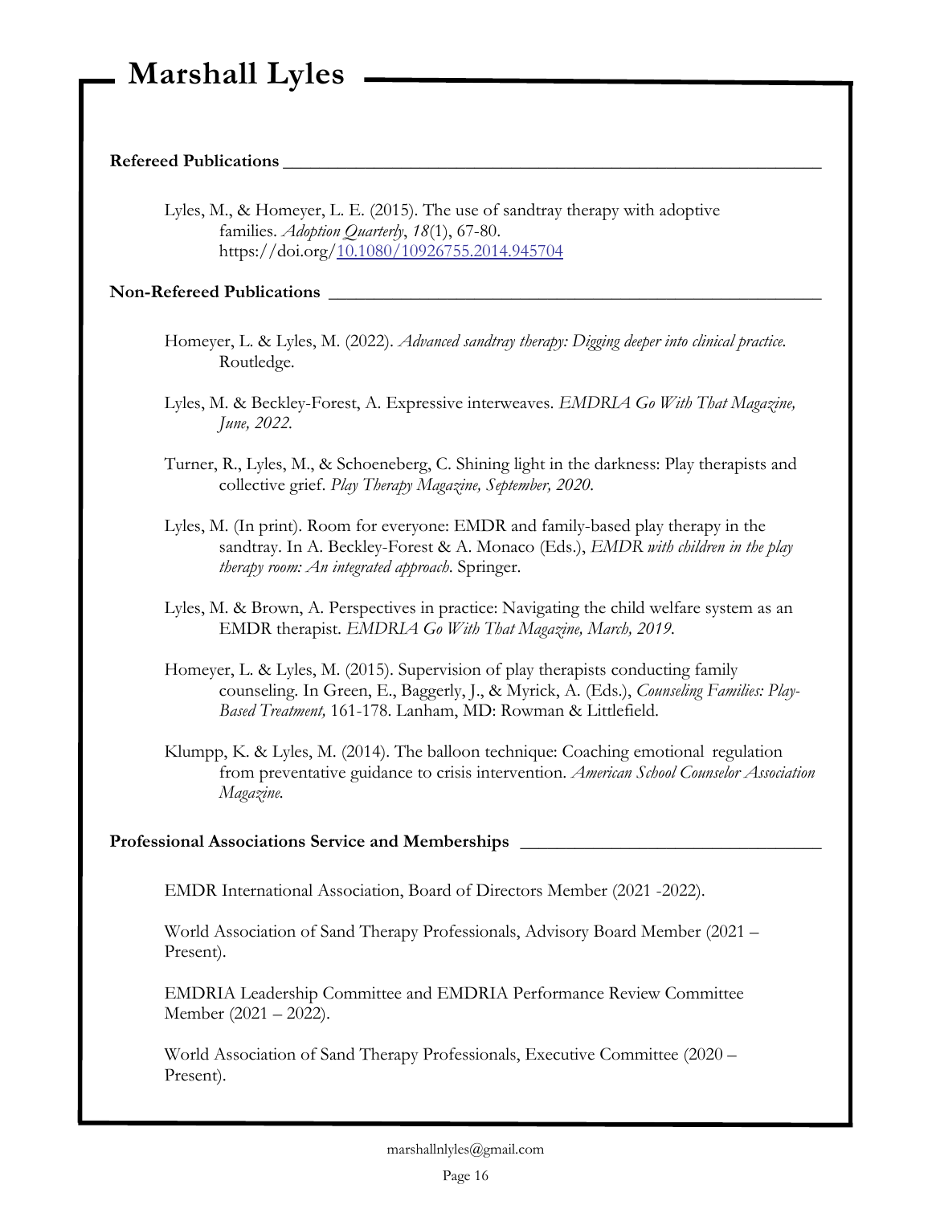# Marshall Lyles

## Refereed Publications

Lyles, M., & Homeyer, L. E. (2015). The use of sandtray therapy with adoptive families. *Adoption Quarterly*, *18*(1), 67-80. https://doi.org/10.1080/10926755.2014.945704

## Non-Refereed Publications

Homeyer, L. & Lyles, M. (2022). *Advanced sandtray therapy: Digging deeper into clinical practice.* Routledge.

Lyles, M. & Beckley-Forest, A. Expressive interweaves. *EMDRIA Go With That Magazine, June, 2022.*

Turner, R., Lyles, M., & Schoeneberg, C. Shining light in the darkness: Play therapists and collective grief. *Play Therapy Magazine, September, 2020.*

Lyles, M. (In print). Room for everyone: EMDR and family-based play therapy in the sandtray. In A. Beckley-Forest & A. Monaco (Eds.), *EMDR with children in the play therapy room: An integrated approach.* Springer.

Lyles, M. & Brown, A. Perspectives in practice: Navigating the child welfare system as an EMDR therapist. *EMDRIA Go With That Magazine, March, 2019.*

Homeyer, L. & Lyles, M. (2015). Supervision of play therapists conducting family counseling. In Green, E., Baggerly, J., & Myrick, A. (Eds.), *Counseling Families: Play-Based Treatment,* 161-178. Lanham, MD: Rowman & Littlefield.

Klumpp, K. & Lyles, M. (2014). The balloon technique: Coaching emotional regulation from preventative guidance to crisis intervention. *American School Counselor Association Magazine.*

## Professional Associations Service and Memberships

EMDR International Association, Board of Directors Member (2021 -2022).

World Association of Sand Therapy Professionals, Advisory Board Member (2021 – Present).

EMDRIA Leadership Committee and EMDRIA Performance Review Committee Member (2021 – 2022).

World Association of Sand Therapy Professionals, Executive Committee (2020 – Present).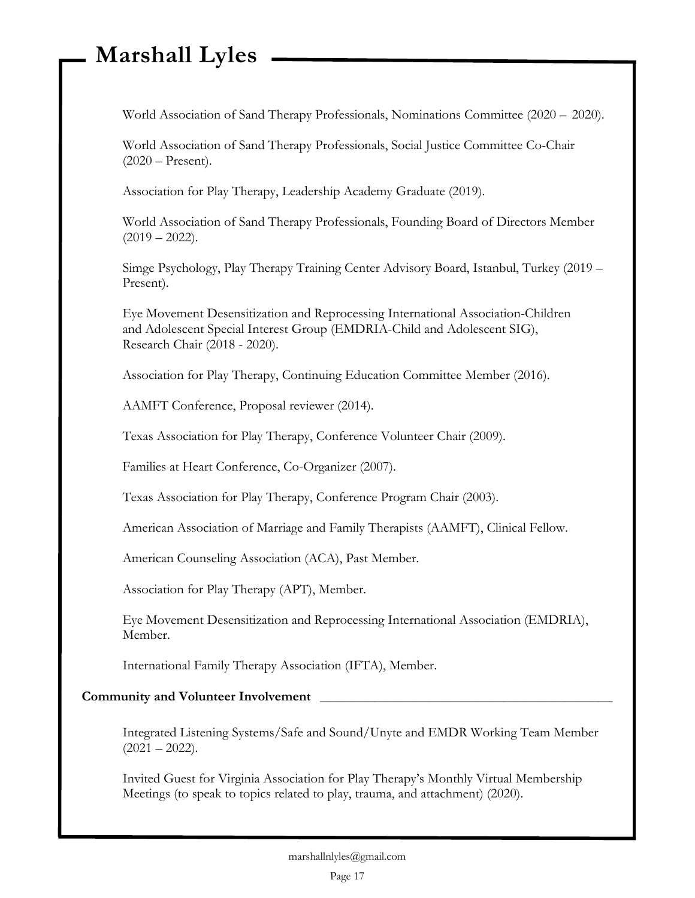World Association of Sand Therapy Professionals, Nominations Committee (2020 – 2020).

World Association of Sand Therapy Professionals, Social Justice Committee Co-Chair (2020 – Present).

Association for Play Therapy, Leadership Academy Graduate (2019).

World Association of Sand Therapy Professionals, Founding Board of Directors Member (2019 – 2022).

Simge Psychology, Play Therapy Training Center Advisory Board, Istanbul, Turkey (2019 – Present).

Eye Movement Desensitization and Reprocessing International Association-Children and Adolescent Special Interest Group (EMDRIA-Child and Adolescent SIG), Research Chair (2018 - 2020).

Association for Play Therapy, Continuing Education Committee Member (2016).

AAMFT Conference, Proposal reviewer (2014).

Texas Association for Play Therapy, Conference Volunteer Chair (2009).

Families at Heart Conference, Co-Organizer (2007).

Texas Association for Play Therapy, Conference Program Chair (2003).

American Association of Marriage and Family Therapists (AAMFT), Clinical Fellow.

American Counseling Association (ACA), Past Member.

Association for Play Therapy (APT), Member.

Eye Movement Desensitization and Reprocessing International Association (EMDRIA), Member.

International Family Therapy Association (IFTA), Member.

## Community and Volunteer Involvement

Integrated Listening Systems/Safe and Sound/Unyte and EMDR Working Team Member (2021 – 2022).

Invited Guest for Virginia Association for Play Therapy's Monthly Virtual Membership Meetings (to speak to topics related to play, trauma, and attachment) (2020).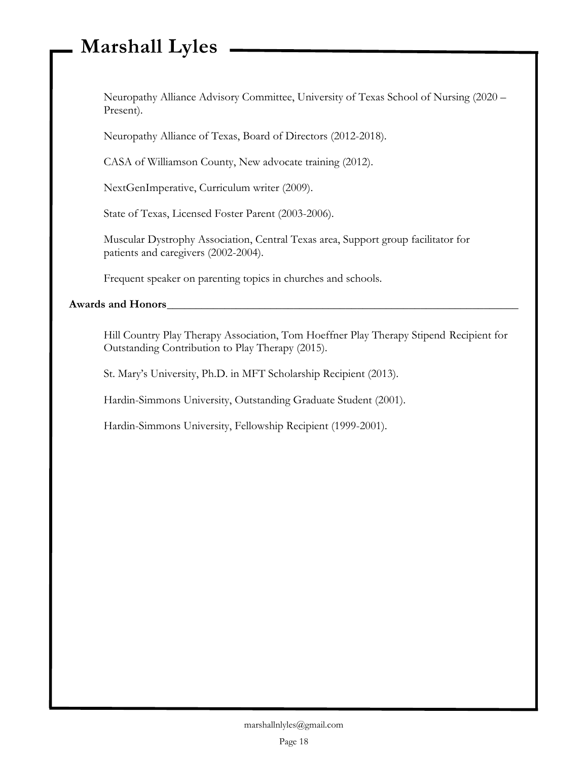Neuropathy Alliance Advisory Committee, University of Texas School of Nursing (2020 – Present).

Neuropathy Alliance of Texas, Board of Directors (2012-2018).

CASA of Williamson County, New advocate training (2012).

NextGenImperative, Curriculum writer (2009).

State of Texas, Licensed Foster Parent (2003-2006).

Muscular Dystrophy Association, Central Texas area, Support group facilitator for patients and caregivers (2002-2004).

Frequent speaker on parenting topics in churches and schools.

**Awards and Honors**

Hill Country Play Therapy Association, Tom Hoeffner Play Therapy Stipend Recipient for Outstanding Contribution to Play Therapy (2015).

St. Mary's University, Ph.D. in MFT Scholarship Recipient (2013).

Hardin-Simmons University, Outstanding Graduate Student (2001).

Hardin-Simmons University, Fellowship Recipient (1999-2001).